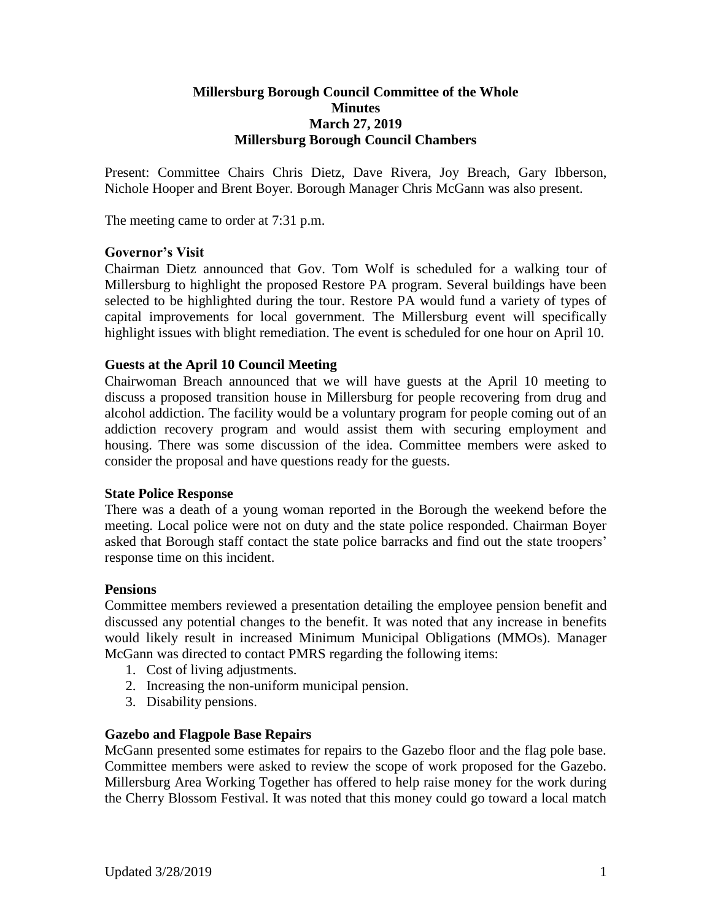# Millersburg Borough Council Committee of the Whole
## Minutes
## March 27, 2019
## Millersburg Borough Council Chambers

Present: Committee Chairs Chris Dietz, Dave Rivera, Joy Breach, Gary Ibberson, Nichole Hooper and Brent Boyer. Borough Manager Chris McGann was also present.

The meeting came to order at 7:31 p.m.

### Governor's Visit

Chairman Dietz announced that Gov. Tom Wolf is scheduled for a walking tour of Millersburg to highlight the proposed Restore PA program. Several buildings have been selected to be highlighted during the tour. Restore PA would fund a variety of types of capital improvements for local government. The Millersburg event will specifically highlight issues with blight remediation. The event is scheduled for one hour on April 10.

### Guests at the April 10 Council Meeting

Chairwoman Breach announced that we will have guests at the April 10 meeting to discuss a proposed transition house in Millersburg for people recovering from drug and alcohol addiction. The facility would be a voluntary program for people coming out of an addiction recovery program and would assist them with securing employment and housing. There was some discussion of the idea. Committee members were asked to consider the proposal and have questions ready for the guests.

### State Police Response

There was a death of a young woman reported in the Borough the weekend before the meeting. Local police were not on duty and the state police responded. Chairman Boyer asked that Borough staff contact the state police barracks and find out the state troopers' response time on this incident.

### Pensions

Committee members reviewed a presentation detailing the employee pension benefit and discussed any potential changes to the benefit. It was noted that any increase in benefits would likely result in increased Minimum Municipal Obligations (MMOs). Manager McGann was directed to contact PMRS regarding the following items:

1. Cost of living adjustments.
2. Increasing the non-uniform municipal pension.
3. Disability pensions.

### Gazebo and Flagpole Base Repairs

McGann presented some estimates for repairs to the Gazebo floor and the flag pole base. Committee members were asked to review the scope of work proposed for the Gazebo. Millersburg Area Working Together has offered to help raise money for the work during the Cherry Blossom Festival. It was noted that this money could go toward a local match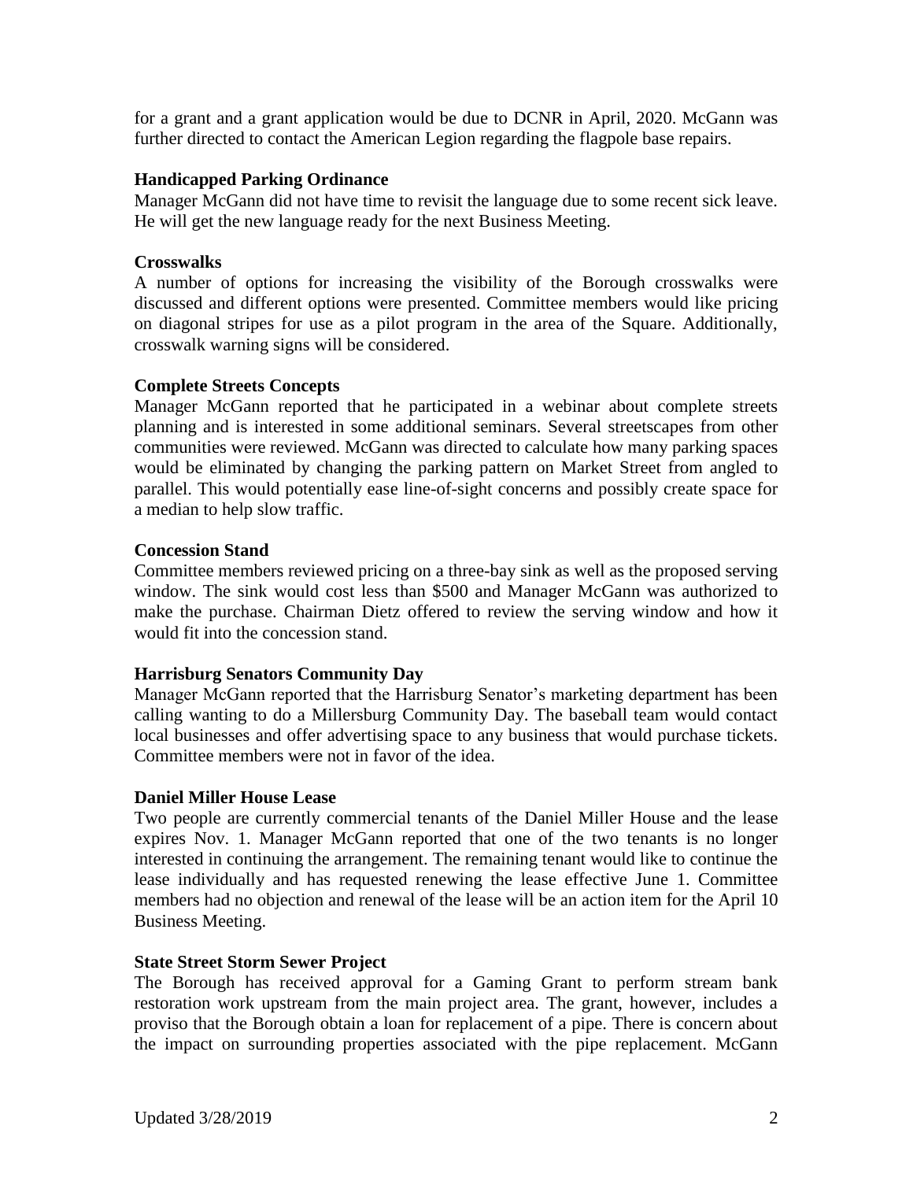for a grant and a grant application would be due to DCNR in April, 2020. McGann was further directed to contact the American Legion regarding the flagpole base repairs.

**Handicapped Parking Ordinance**

Manager McGann did not have time to revisit the language due to some recent sick leave. He will get the new language ready for the next Business Meeting.

**Crosswalks**

A number of options for increasing the visibility of the Borough crosswalks were discussed and different options were presented. Committee members would like pricing on diagonal stripes for use as a pilot program in the area of the Square. Additionally, crosswalk warning signs will be considered.

**Complete Streets Concepts**

Manager McGann reported that he participated in a webinar about complete streets planning and is interested in some additional seminars. Several streetscapes from other communities were reviewed. McGann was directed to calculate how many parking spaces would be eliminated by changing the parking pattern on Market Street from angled to parallel. This would potentially ease line-of-sight concerns and possibly create space for a median to help slow traffic.

**Concession Stand**

Committee members reviewed pricing on a three-bay sink as well as the proposed serving window. The sink would cost less than $500 and Manager McGann was authorized to make the purchase. Chairman Dietz offered to review the serving window and how it would fit into the concession stand.

**Harrisburg Senators Community Day**

Manager McGann reported that the Harrisburg Senator's marketing department has been calling wanting to do a Millersburg Community Day. The baseball team would contact local businesses and offer advertising space to any business that would purchase tickets. Committee members were not in favor of the idea.

**Daniel Miller House Lease**

Two people are currently commercial tenants of the Daniel Miller House and the lease expires Nov. 1. Manager McGann reported that one of the two tenants is no longer interested in continuing the arrangement. The remaining tenant would like to continue the lease individually and has requested renewing the lease effective June 1. Committee members had no objection and renewal of the lease will be an action item for the April 10 Business Meeting.

**State Street Storm Sewer Project**

The Borough has received approval for a Gaming Grant to perform stream bank restoration work upstream from the main project area. The grant, however, includes a proviso that the Borough obtain a loan for replacement of a pipe. There is concern about the impact on surrounding properties associated with the pipe replacement. McGann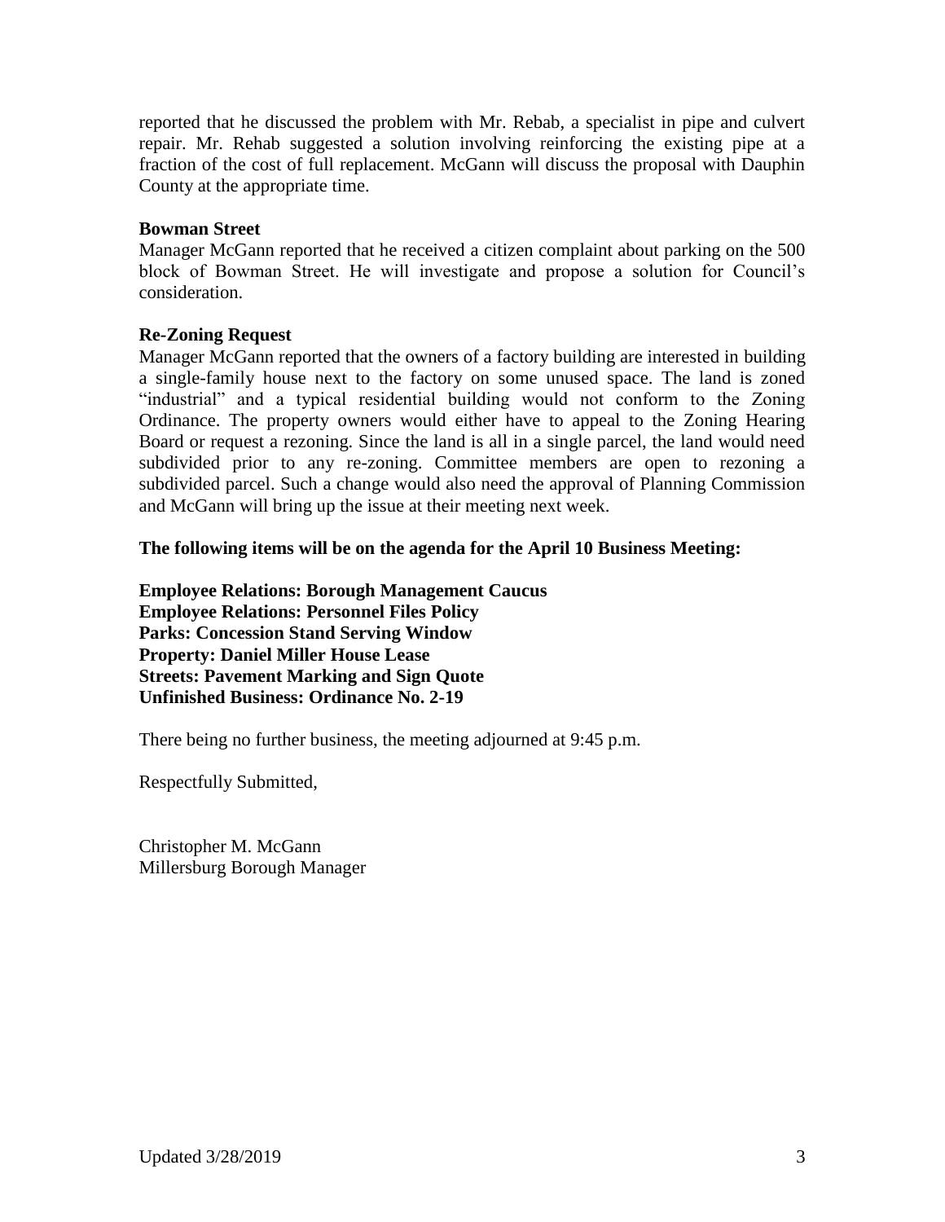reported that he discussed the problem with Mr. Rebab, a specialist in pipe and culvert repair. Mr. Rehab suggested a solution involving reinforcing the existing pipe at a fraction of the cost of full replacement. McGann will discuss the proposal with Dauphin County at the appropriate time.

**Bowman Street**

Manager McGann reported that he received a citizen complaint about parking on the 500 block of Bowman Street. He will investigate and propose a solution for Council's consideration.

**Re-Zoning Request**

Manager McGann reported that the owners of a factory building are interested in building a single-family house next to the factory on some unused space. The land is zoned "industrial" and a typical residential building would not conform to the Zoning Ordinance. The property owners would either have to appeal to the Zoning Hearing Board or request a rezoning. Since the land is all in a single parcel, the land would need subdivided prior to any re-zoning. Committee members are open to rezoning a subdivided parcel. Such a change would also need the approval of Planning Commission and McGann will bring up the issue at their meeting next week.

**The following items will be on the agenda for the April 10 Business Meeting:**

**Employee Relations: Borough Management Caucus**
**Employee Relations: Personnel Files Policy**
**Parks: Concession Stand Serving Window**
**Property: Daniel Miller House Lease**
**Streets: Pavement Marking and Sign Quote**
**Unfinished Business: Ordinance No. 2-19**

There being no further business, the meeting adjourned at 9:45 p.m.

Respectfully Submitted,

Christopher M. McGann
Millersburg Borough Manager

Updated 3/28/2019